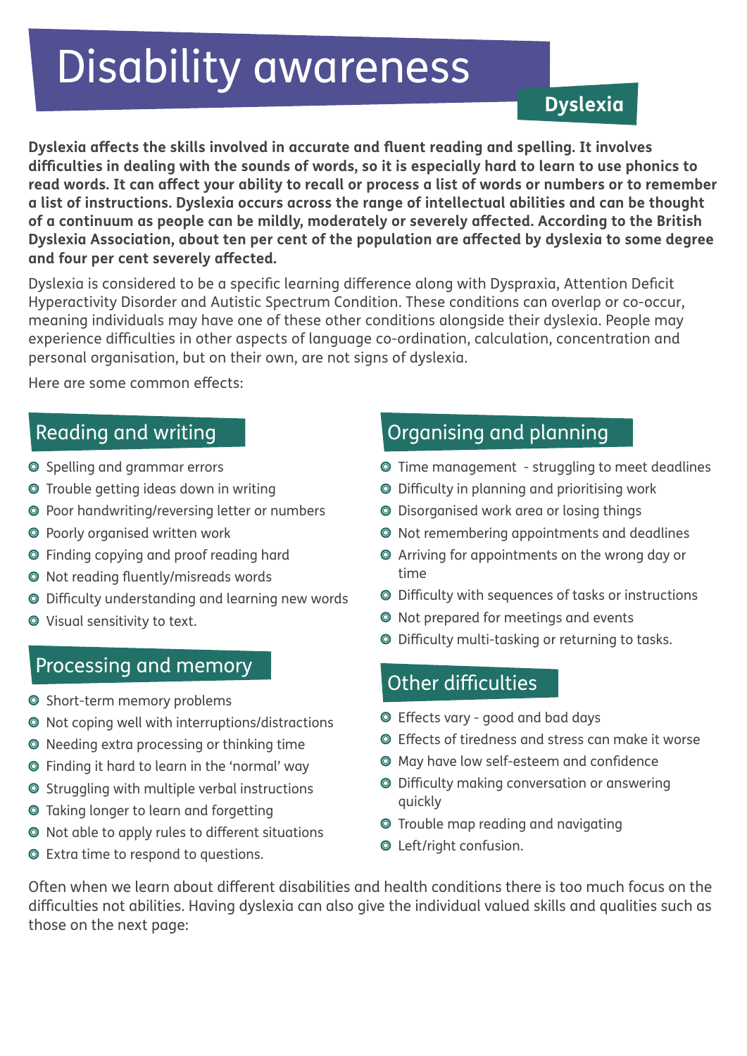# Disability awareness

## Dyslexia

**Dyslexia affects the skills involved in accurate and fluent reading and spelling. It involves difficulties in dealing with the sounds of words, so it is especially hard to learn to use phonics to read words. It can affect your ability to recall or process a list of words or numbers or to remember a list of instructions. Dyslexia occurs across the range of intellectual abilities and can be thought of a continuum as people can be mildly, moderately or severely affected. According to the British Dyslexia Association, about ten per cent of the population are affected by dyslexia to some degree and four per cent severely affected.**

Dyslexia is considered to be a specific learning difference along with Dyspraxia, Attention Deficit Hyperactivity Disorder and Autistic Spectrum Condition. These conditions can overlap or co-occur, meaning individuals may have one of these other conditions alongside their dyslexia. People may experience difficulties in other aspects of language co-ordination, calculation, concentration and personal organisation, but on their own, are not signs of dyslexia.

Here are some common effects:

### Reading and writing

- Spelling and grammar errors
- Trouble getting ideas down in writing
- Poor handwriting/reversing letter or numbers
- Poorly organised written work
- Finding copying and proof reading hard
- Not reading fluently/misreads words
- Difficulty understanding and learning new words
- Visual sensitivity to text.

### Processing and memory

- Short-term memory problems
- Not coping well with interruptions/distractions
- Needing extra processing or thinking time
- Finding it hard to learn in the 'normal' way
- Struggling with multiple verbal instructions
- Taking longer to learn and forgetting
- Not able to apply rules to different situations
- Extra time to respond to questions.

### Organising and planning

- Time management - struggling to meet deadlines
- Difficulty in planning and prioritising work
- Disorganised work area or losing things
- Not remembering appointments and deadlines
- Arriving for appointments on the wrong day or time
- Difficulty with sequences of tasks or instructions
- Not prepared for meetings and events
- Difficulty multi-tasking or returning to tasks.

### Other difficulties

- Effects vary - good and bad days
- Effects of tiredness and stress can make it worse
- May have low self-esteem and confidence
- Difficulty making conversation or answering quickly
- Trouble map reading and navigating
- Left/right confusion.

Often when we learn about different disabilities and health conditions there is too much focus on the difficulties not abilities. Having dyslexia can also give the individual valued skills and qualities such as those on the next page: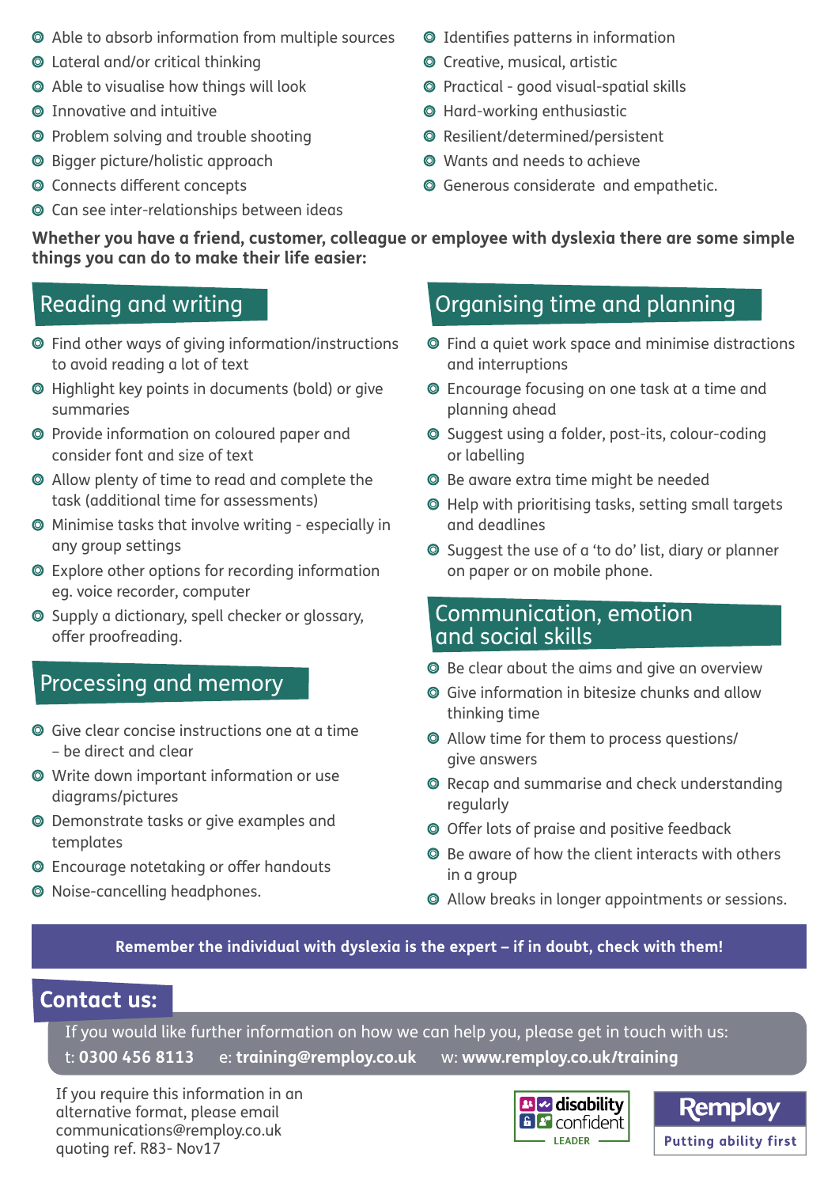- Able to absorb information from multiple sources
- Lateral and/or critical thinking
- Able to visualise how things will look
- Innovative and intuitive
- Problem solving and trouble shooting
- Bigger picture/holistic approach
- Connects different concepts
- Can see inter-relationships between ideas
- Identifies patterns in information
- Creative, musical, artistic
- Practical - good visual-spatial skills
- Hard-working enthusiastic
- Resilient/determined/persistent
- Wants and needs to achieve
- Generous considerate and empathetic.

**Whether you have a friend, customer, colleague or employee with dyslexia there are some simple things you can do to make their life easier:**

## Reading and writing

- Find other ways of giving information/instructions to avoid reading a lot of text
- Highlight key points in documents (bold) or give summaries
- Provide information on coloured paper and consider font and size of text
- Allow plenty of time to read and complete the task (additional time for assessments)
- Minimise tasks that involve writing - especially in any group settings
- Explore other options for recording information eg. voice recorder, computer
- Supply a dictionary, spell checker or glossary, offer proofreading.

## Processing and memory

- Give clear concise instructions one at a time – be direct and clear
- Write down important information or use diagrams/pictures
- Demonstrate tasks or give examples and templates
- Encourage notetaking or offer handouts
- Noise-cancelling headphones.

## Organising time and planning

- Find a quiet work space and minimise distractions and interruptions
- Encourage focusing on one task at a time and planning ahead
- Suggest using a folder, post-its, colour-coding or labelling
- Be aware extra time might be needed
- Help with prioritising tasks, setting small targets and deadlines
- Suggest the use of a 'to do' list, diary or planner on paper or on mobile phone.

## Communication, emotion and social skills

- Be clear about the aims and give an overview
- Give information in bitesize chunks and allow thinking time
- Allow time for them to process questions/ give answers
- Recap and summarise and check understanding regularly
- Offer lots of praise and positive feedback
- Be aware of how the client interacts with others in a group
- Allow breaks in longer appointments or sessions.

**Remember the individual with dyslexia is the expert – if in doubt, check with them!**

## Contact us:

If you would like further information on how we can help you, please get in touch with us:
t: **0300 456 8113** e: **training@remploy.co.uk** w: **www.remploy.co.uk/training**

If you require this information in an alternative format, please email communications@remploy.co.uk quoting ref. R83- Nov17

disability confident LEADER

Remploy
Putting ability first